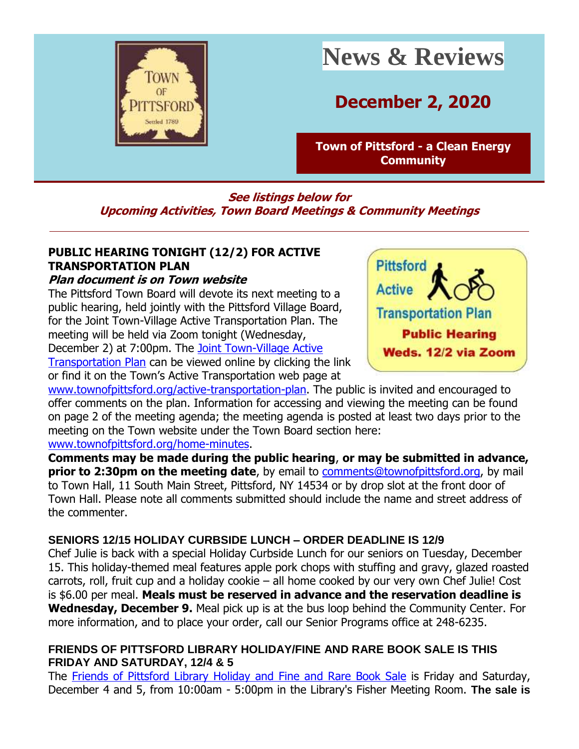# News & Reviews

## December 2, 2020

**Town of Pittsford - a Clean Energy Community**

***See listings below for Upcoming Activities, Town Board Meetings & Community Meetings***

---

### PUBLIC HEARING TONIGHT (12/2) FOR ACTIVE TRANSPORTATION PLAN

***Plan document is on Town website***

The Pittsford Town Board will devote its next meeting to a public hearing, held jointly with the Pittsford Village Board, for the Joint Town-Village Active Transportation Plan. The meeting will be held via Zoom tonight (Wednesday, December 2) at 7:00pm. The Joint Town-Village Active Transportation Plan can be viewed online by clicking the link or find it on the Town's Active Transportation web page at www.townofpittsford.org/active-transportation-plan. The public is invited and encouraged to offer comments on the plan. Information for accessing and viewing the meeting can be found on page 2 of the meeting agenda; the meeting agenda is posted at least two days prior to the meeting on the Town website under the Town Board section here: www.townofpittsford.org/home-minutes.

**Comments may be made during the public hearing**, **or may be submitted in advance, prior to 2:30pm on the meeting date**, by email to comments@townofpittsford.org, by mail to Town Hall, 11 South Main Street, Pittsford, NY 14534 or by drop slot at the front door of Town Hall. Please note all comments submitted should include the name and street address of the commenter.

### SENIORS 12/15 HOLIDAY CURBSIDE LUNCH – ORDER DEADLINE IS 12/9

Chef Julie is back with a special Holiday Curbside Lunch for our seniors on Tuesday, December 15. This holiday-themed meal features apple pork chops with stuffing and gravy, glazed roasted carrots, roll, fruit cup and a holiday cookie – all home cooked by our very own Chef Julie! Cost is $6.00 per meal. **Meals must be reserved in advance and the reservation deadline is Wednesday, December 9.** Meal pick up is at the bus loop behind the Community Center. For more information, and to place your order, call our Senior Programs office at 248-6235.

### FRIENDS OF PITTSFORD LIBRARY HOLIDAY/FINE AND RARE BOOK SALE IS THIS FRIDAY AND SATURDAY, 12/4 & 5

The Friends of Pittsford Library Holiday and Fine and Rare Book Sale is Friday and Saturday, December 4 and 5, from 10:00am - 5:00pm in the Library's Fisher Meeting Room. **The sale is**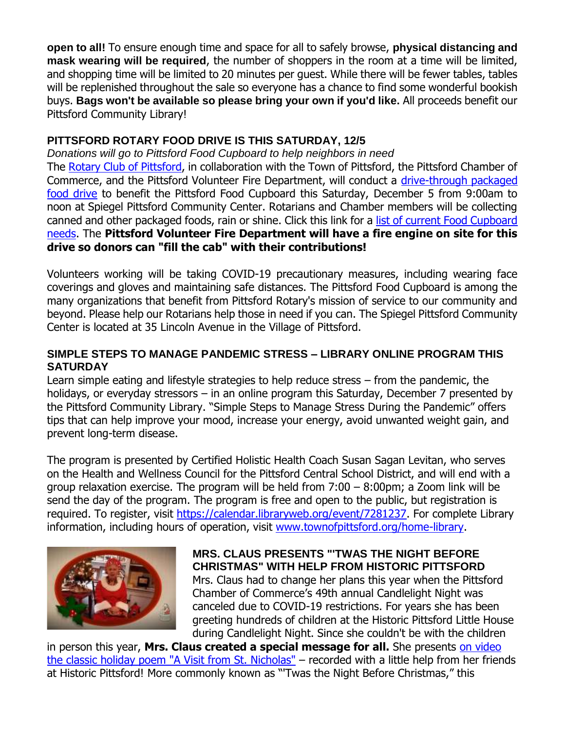**open to all!** To ensure enough time and space for all to safely browse, **physical distancing and mask wearing will be required**, the number of shoppers in the room at a time will be limited, and shopping time will be limited to 20 minutes per guest. While there will be fewer tables, tables will be replenished throughout the sale so everyone has a chance to find some wonderful bookish buys. **Bags won't be available so please bring your own if you'd like.** All proceeds benefit our Pittsford Community Library!

### PITTSFORD ROTARY FOOD DRIVE IS THIS SATURDAY, 12/5

*Donations will go to Pittsford Food Cupboard to help neighbors in need*

The Rotary Club of Pittsford, in collaboration with the Town of Pittsford, the Pittsford Chamber of Commerce, and the Pittsford Volunteer Fire Department, will conduct a drive-through packaged food drive to benefit the Pittsford Food Cupboard this Saturday, December 5 from 9:00am to noon at Spiegel Pittsford Community Center. Rotarians and Chamber members will be collecting canned and other packaged foods, rain or shine. Click this link for a list of current Food Cupboard needs. The **Pittsford Volunteer Fire Department will have a fire engine on site for this drive so donors can "fill the cab" with their contributions!**

Volunteers working will be taking COVID-19 precautionary measures, including wearing face coverings and gloves and maintaining safe distances. The Pittsford Food Cupboard is among the many organizations that benefit from Pittsford Rotary's mission of service to our community and beyond. Please help our Rotarians help those in need if you can. The Spiegel Pittsford Community Center is located at 35 Lincoln Avenue in the Village of Pittsford.

### SIMPLE STEPS TO MANAGE PANDEMIC STRESS – LIBRARY ONLINE PROGRAM THIS SATURDAY

Learn simple eating and lifestyle strategies to help reduce stress – from the pandemic, the holidays, or everyday stressors – in an online program this Saturday, December 7 presented by the Pittsford Community Library. "Simple Steps to Manage Stress During the Pandemic" offers tips that can help improve your mood, increase your energy, avoid unwanted weight gain, and prevent long-term disease.

The program is presented by Certified Holistic Health Coach Susan Sagan Levitan, who serves on the Health and Wellness Council for the Pittsford Central School District, and will end with a group relaxation exercise. The program will be held from 7:00 – 8:00pm; a Zoom link will be send the day of the program. The program is free and open to the public, but registration is required. To register, visit https://calendar.libraryweb.org/event/7281237. For complete Library information, including hours of operation, visit www.townofpittsford.org/home-library.

### MRS. CLAUS PRESENTS "'TWAS THE NIGHT BEFORE CHRISTMAS" WITH HELP FROM HISTORIC PITTSFORD

Mrs. Claus had to change her plans this year when the Pittsford Chamber of Commerce's 49th annual Candlelight Night was canceled due to COVID-19 restrictions. For years she has been greeting hundreds of children at the Historic Pittsford Little House during Candlelight Night. Since she couldn't be with the children in person this year, **Mrs. Claus created a special message for all.** She presents on video the classic holiday poem "A Visit from St. Nicholas" – recorded with a little help from her friends at Historic Pittsford! More commonly known as "'Twas the Night Before Christmas," this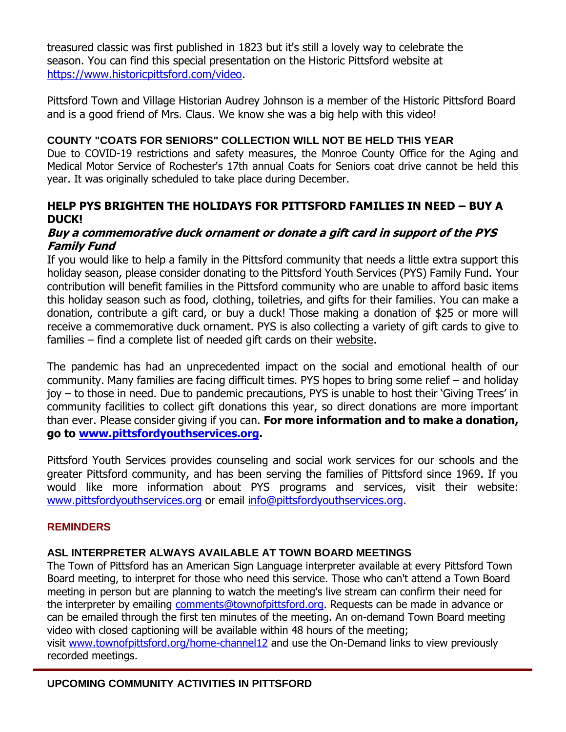treasured classic was first published in 1823 but it's still a lovely way to celebrate the season. You can find this special presentation on the Historic Pittsford website at https://www.historicpittsford.com/video.

Pittsford Town and Village Historian Audrey Johnson is a member of the Historic Pittsford Board and is a good friend of Mrs. Claus. We know she was a big help with this video!

### COUNTY "COATS FOR SENIORS" COLLECTION WILL NOT BE HELD THIS YEAR

Due to COVID-19 restrictions and safety measures, the Monroe County Office for the Aging and Medical Motor Service of Rochester's 17th annual Coats for Seniors coat drive cannot be held this year. It was originally scheduled to take place during December.

### HELP PYS BRIGHTEN THE HOLIDAYS FOR PITTSFORD FAMILIES IN NEED – BUY A DUCK!

***Buy a commemorative duck ornament or donate a gift card in support of the PYS Family Fund***

If you would like to help a family in the Pittsford community that needs a little extra support this holiday season, please consider donating to the Pittsford Youth Services (PYS) Family Fund. Your contribution will benefit families in the Pittsford community who are unable to afford basic items this holiday season such as food, clothing, toiletries, and gifts for their families. You can make a donation, contribute a gift card, or buy a duck! Those making a donation of $25 or more will receive a commemorative duck ornament. PYS is also collecting a variety of gift cards to give to families – find a complete list of needed gift cards on their website.

The pandemic has had an unprecedented impact on the social and emotional health of our community. Many families are facing difficult times. PYS hopes to bring some relief – and holiday joy – to those in need. Due to pandemic precautions, PYS is unable to host their 'Giving Trees' in community facilities to collect gift donations this year, so direct donations are more important than ever. Please consider giving if you can. **For more information and to make a donation, go to www.pittsfordyouthservices.org.**

Pittsford Youth Services provides counseling and social work services for our schools and the greater Pittsford community, and has been serving the families of Pittsford since 1969. If you would like more information about PYS programs and services, visit their website: www.pittsfordyouthservices.org or email info@pittsfordyouthservices.org.

## REMINDERS

### ASL INTERPRETER ALWAYS AVAILABLE AT TOWN BOARD MEETINGS

The Town of Pittsford has an American Sign Language interpreter available at every Pittsford Town Board meeting, to interpret for those who need this service. Those who can't attend a Town Board meeting in person but are planning to watch the meeting's live stream can confirm their need for the interpreter by emailing comments@townofpittsford.org. Requests can be made in advance or can be emailed through the first ten minutes of the meeting. An on-demand Town Board meeting video with closed captioning will be available within 48 hours of the meeting; visit www.townofpittsford.org/home-channel12 and use the On-Demand links to view previously recorded meetings.

---

## UPCOMING COMMUNITY ACTIVITIES IN PITTSFORD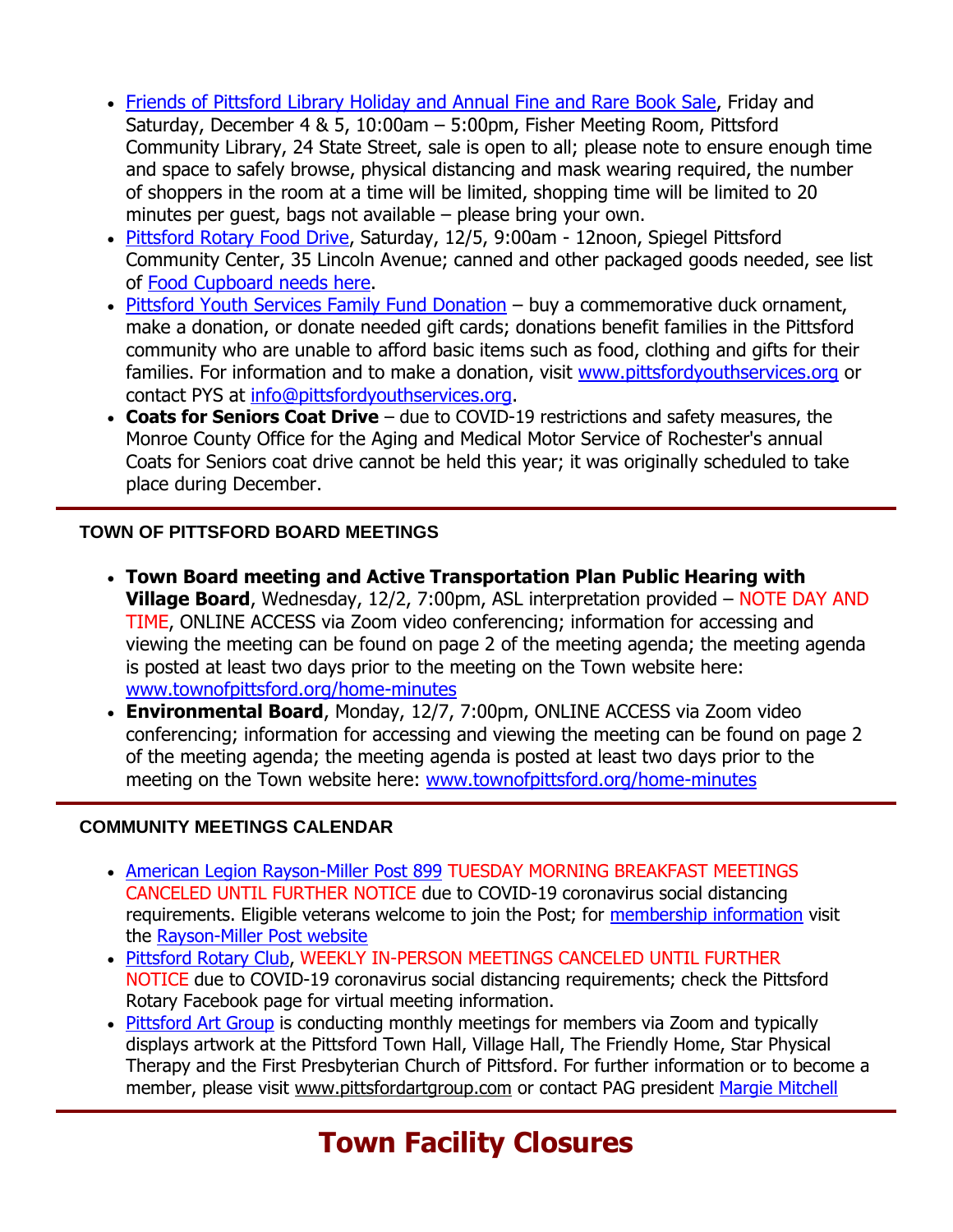- Friends of Pittsford Library Holiday and Annual Fine and Rare Book Sale, Friday and Saturday, December 4 & 5, 10:00am – 5:00pm, Fisher Meeting Room, Pittsford Community Library, 24 State Street, sale is open to all; please note to ensure enough time and space to safely browse, physical distancing and mask wearing required, the number of shoppers in the room at a time will be limited, shopping time will be limited to 20 minutes per guest, bags not available – please bring your own.
- Pittsford Rotary Food Drive, Saturday, 12/5, 9:00am - 12noon, Spiegel Pittsford Community Center, 35 Lincoln Avenue; canned and other packaged goods needed, see list of Food Cupboard needs here.
- Pittsford Youth Services Family Fund Donation – buy a commemorative duck ornament, make a donation, or donate needed gift cards; donations benefit families in the Pittsford community who are unable to afford basic items such as food, clothing and gifts for their families. For information and to make a donation, visit www.pittsfordyouthservices.org or contact PYS at info@pittsfordyouthservices.org.
- **Coats for Seniors Coat Drive** – due to COVID-19 restrictions and safety measures, the Monroe County Office for the Aging and Medical Motor Service of Rochester's annual Coats for Seniors coat drive cannot be held this year; it was originally scheduled to take place during December.

### TOWN OF PITTSFORD BOARD MEETINGS

- **Town Board meeting and Active Transportation Plan Public Hearing with Village Board**, Wednesday, 12/2, 7:00pm, ASL interpretation provided – NOTE DAY AND TIME, ONLINE ACCESS via Zoom video conferencing; information for accessing and viewing the meeting can be found on page 2 of the meeting agenda; the meeting agenda is posted at least two days prior to the meeting on the Town website here: www.townofpittsford.org/home-minutes
- **Environmental Board**, Monday, 12/7, 7:00pm, ONLINE ACCESS via Zoom video conferencing; information for accessing and viewing the meeting can be found on page 2 of the meeting agenda; the meeting agenda is posted at least two days prior to the meeting on the Town website here: www.townofpittsford.org/home-minutes

### COMMUNITY MEETINGS CALENDAR

- American Legion Rayson-Miller Post 899 TUESDAY MORNING BREAKFAST MEETINGS CANCELED UNTIL FURTHER NOTICE due to COVID-19 coronavirus social distancing requirements. Eligible veterans welcome to join the Post; for membership information visit the Rayson-Miller Post website
- Pittsford Rotary Club, WEEKLY IN-PERSON MEETINGS CANCELED UNTIL FURTHER NOTICE due to COVID-19 coronavirus social distancing requirements; check the Pittsford Rotary Facebook page for virtual meeting information.
- Pittsford Art Group is conducting monthly meetings for members via Zoom and typically displays artwork at the Pittsford Town Hall, Village Hall, The Friendly Home, Star Physical Therapy and the First Presbyterian Church of Pittsford. For further information or to become a member, please visit www.pittsfordartgroup.com or contact PAG president Margie Mitchell

# Town Facility Closures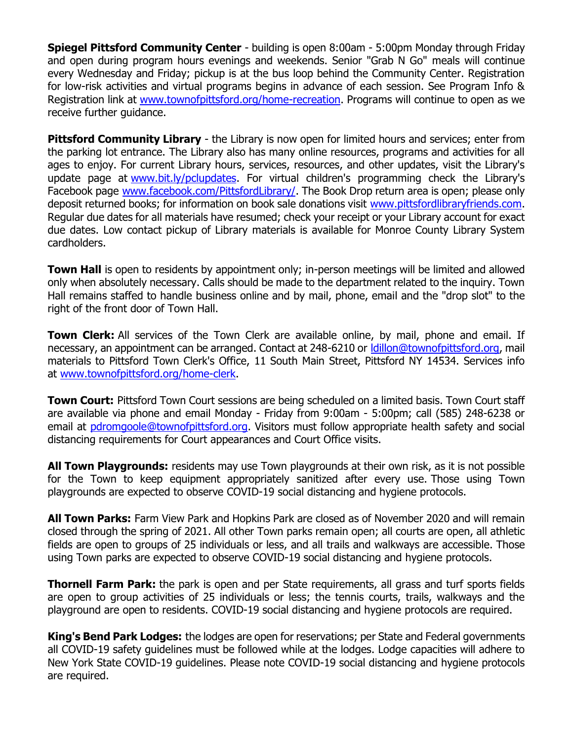**Spiegel Pittsford Community Center** - building is open 8:00am - 5:00pm Monday through Friday and open during program hours evenings and weekends. Senior "Grab N Go" meals will continue every Wednesday and Friday; pickup is at the bus loop behind the Community Center. Registration for low-risk activities and virtual programs begins in advance of each session. See Program Info & Registration link at www.townofpittsford.org/home-recreation. Programs will continue to open as we receive further guidance.

**Pittsford Community Library** - the Library is now open for limited hours and services; enter from the parking lot entrance. The Library also has many online resources, programs and activities for all ages to enjoy. For current Library hours, services, resources, and other updates, visit the Library's update page at www.bit.ly/pclupdates. For virtual children's programming check the Library's Facebook page www.facebook.com/PittsfordLibrary/. The Book Drop return area is open; please only deposit returned books; for information on book sale donations visit www.pittsfordlibraryfriends.com. Regular due dates for all materials have resumed; check your receipt or your Library account for exact due dates. Low contact pickup of Library materials is available for Monroe County Library System cardholders.

**Town Hall** is open to residents by appointment only; in-person meetings will be limited and allowed only when absolutely necessary. Calls should be made to the department related to the inquiry. Town Hall remains staffed to handle business online and by mail, phone, email and the "drop slot" to the right of the front door of Town Hall.

**Town Clerk:** All services of the Town Clerk are available online, by mail, phone and email. If necessary, an appointment can be arranged. Contact at 248-6210 or ldillon@townofpittsford.org, mail materials to Pittsford Town Clerk's Office, 11 South Main Street, Pittsford NY 14534. Services info at www.townofpittsford.org/home-clerk.

**Town Court:** Pittsford Town Court sessions are being scheduled on a limited basis. Town Court staff are available via phone and email Monday - Friday from 9:00am - 5:00pm; call (585) 248-6238 or email at pdromgoole@townofpittsford.org. Visitors must follow appropriate health safety and social distancing requirements for Court appearances and Court Office visits.

**All Town Playgrounds:** residents may use Town playgrounds at their own risk, as it is not possible for the Town to keep equipment appropriately sanitized after every use. Those using Town playgrounds are expected to observe COVID-19 social distancing and hygiene protocols.

**All Town Parks:** Farm View Park and Hopkins Park are closed as of November 2020 and will remain closed through the spring of 2021. All other Town parks remain open; all courts are open, all athletic fields are open to groups of 25 individuals or less, and all trails and walkways are accessible. Those using Town parks are expected to observe COVID-19 social distancing and hygiene protocols.

**Thornell Farm Park:** the park is open and per State requirements, all grass and turf sports fields are open to group activities of 25 individuals or less; the tennis courts, trails, walkways and the playground are open to residents. COVID-19 social distancing and hygiene protocols are required.

**King's Bend Park Lodges:** the lodges are open for reservations; per State and Federal governments all COVID-19 safety guidelines must be followed while at the lodges. Lodge capacities will adhere to New York State COVID-19 guidelines. Please note COVID-19 social distancing and hygiene protocols are required.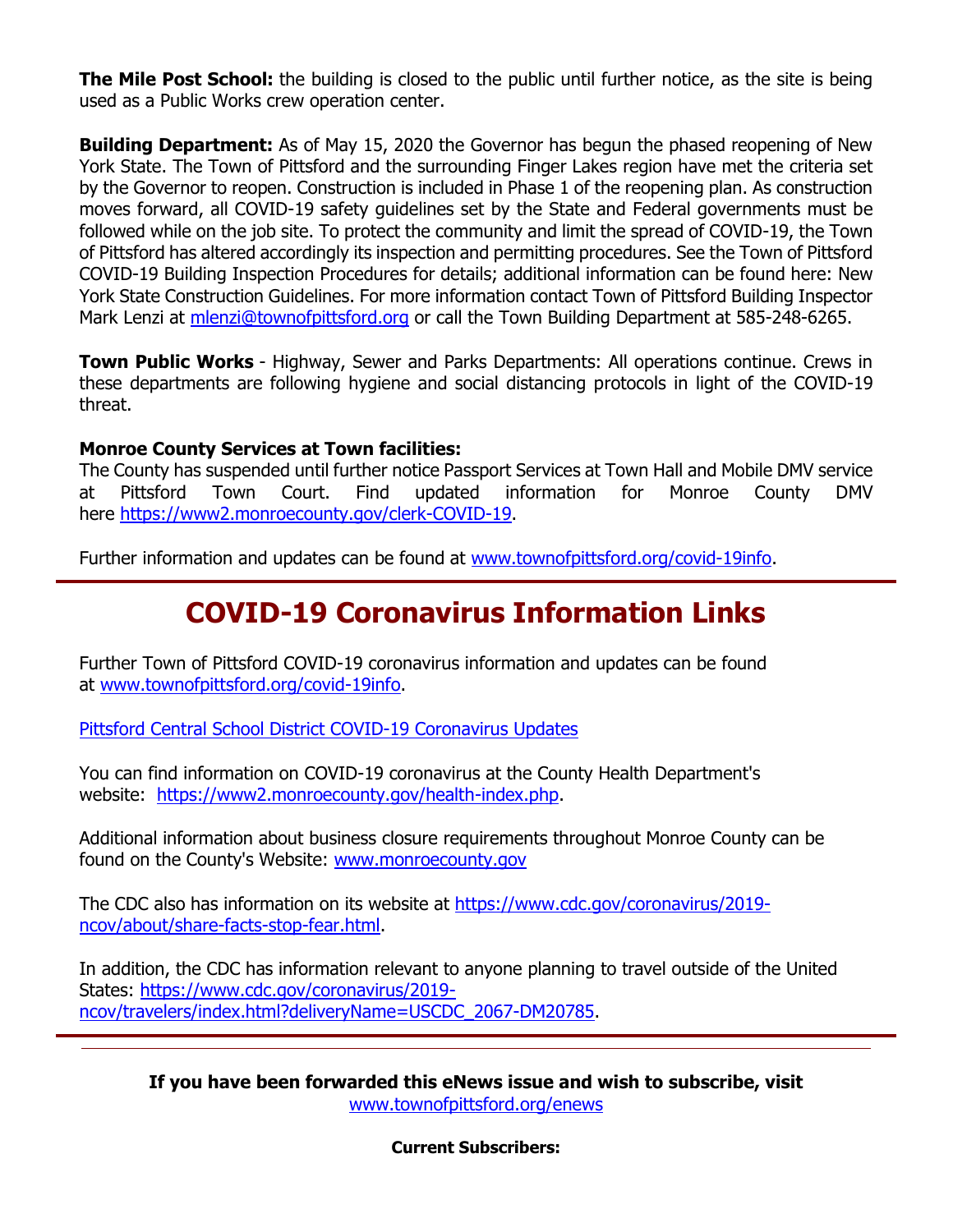**The Mile Post School:** the building is closed to the public until further notice, as the site is being used as a Public Works crew operation center.

**Building Department:** As of May 15, 2020 the Governor has begun the phased reopening of New York State. The Town of Pittsford and the surrounding Finger Lakes region have met the criteria set by the Governor to reopen. Construction is included in Phase 1 of the reopening plan. As construction moves forward, all COVID-19 safety guidelines set by the State and Federal governments must be followed while on the job site. To protect the community and limit the spread of COVID-19, the Town of Pittsford has altered accordingly its inspection and permitting procedures. See the Town of Pittsford COVID-19 Building Inspection Procedures for details; additional information can be found here: New York State Construction Guidelines. For more information contact Town of Pittsford Building Inspector Mark Lenzi at mlenzi@townofpittsford.org or call the Town Building Department at 585-248-6265.

**Town Public Works** - Highway, Sewer and Parks Departments: All operations continue. Crews in these departments are following hygiene and social distancing protocols in light of the COVID-19 threat.

**Monroe County Services at Town facilities:**
The County has suspended until further notice Passport Services at Town Hall and Mobile DMV service at Pittsford Town Court. Find updated information for Monroe County DMV here https://www2.monroecounty.gov/clerk-COVID-19.

Further information and updates can be found at www.townofpittsford.org/covid-19info.

---

## COVID-19 Coronavirus Information Links

Further Town of Pittsford COVID-19 coronavirus information and updates can be found at www.townofpittsford.org/covid-19info.

Pittsford Central School District COVID-19 Coronavirus Updates

You can find information on COVID-19 coronavirus at the County Health Department's website: https://www2.monroecounty.gov/health-index.php.

Additional information about business closure requirements throughout Monroe County can be found on the County's Website: www.monroecounty.gov

The CDC also has information on its website at https://www.cdc.gov/coronavirus/2019-ncov/about/share-facts-stop-fear.html.

In addition, the CDC has information relevant to anyone planning to travel outside of the United States: https://www.cdc.gov/coronavirus/2019-ncov/travelers/index.html?deliveryName=USCDC_2067-DM20785.

---

**If you have been forwarded this eNews issue and wish to subscribe, visit**
www.townofpittsford.org/enews

**Current Subscribers:**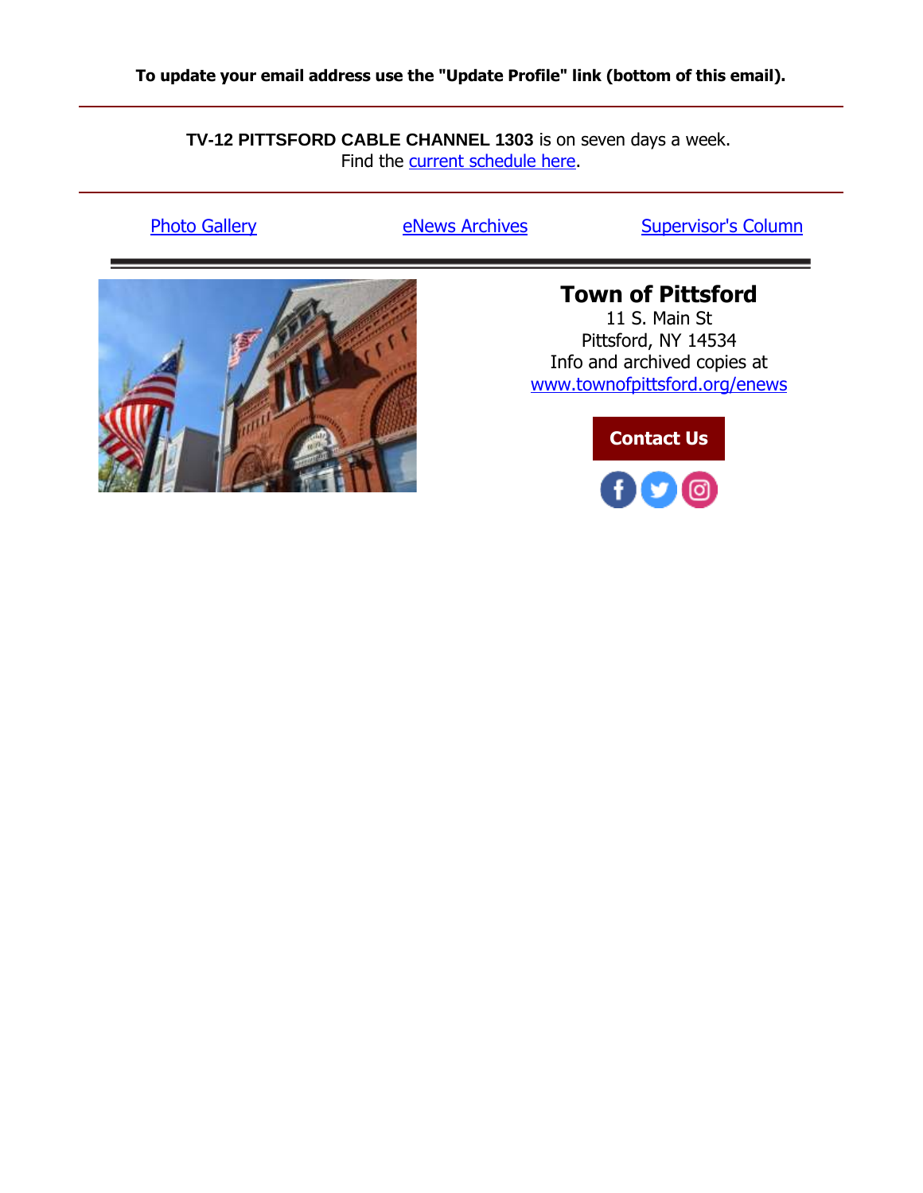**To update your email address use the "Update Profile" link (bottom of this email).**

---

**TV-12 PITTSFORD CABLE CHANNEL 1303** is on seven days a week.
Find the current schedule here.

---

Photo Gallery | eNews Archives | Supervisor's Column

---

## Town of Pittsford

11 S. Main St
Pittsford, NY 14534
Info and archived copies at
www.townofpittsford.org/enews

**Contact Us**